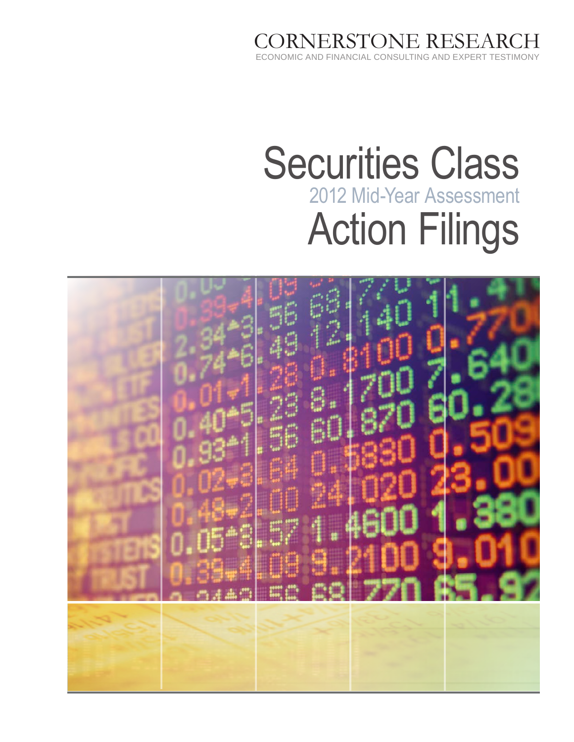CORNERSTONE RESEARCH

ECONOMIC AND FINANCIAL CONSULTING AND EXPERT TESTIMONY

# Securities Class Action Filings

## 2012 Mid-Year Assessment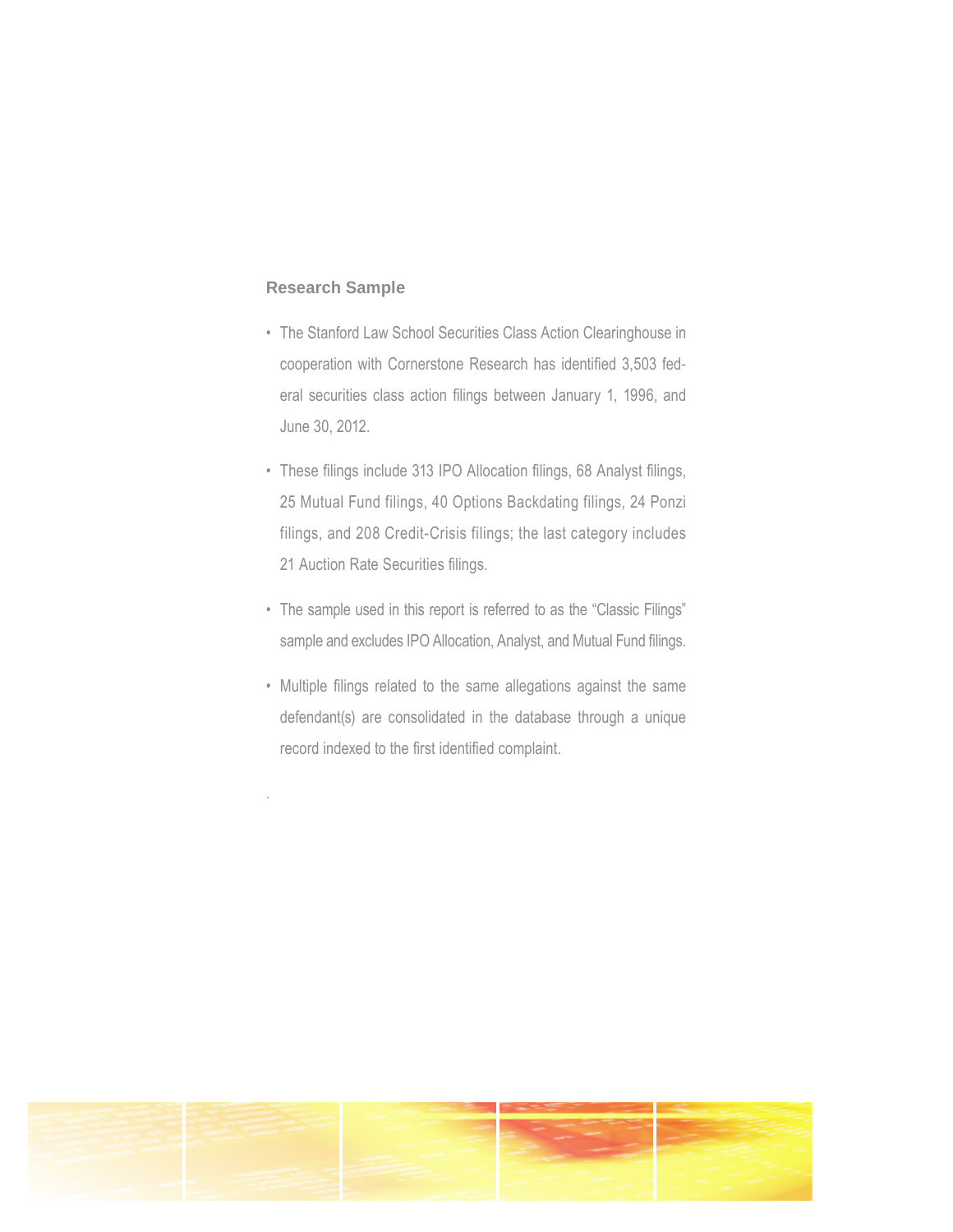## Research Sample

- The Stanford Law School Securities Class Action Clearinghouse in cooperation with Cornerstone Research has identified 3,503 federal securities class action filings between January 1, 1996, and June 30, 2012.
- These filings include 313 IPO Allocation filings, 68 Analyst filings, 25 Mutual Fund filings, 40 Options Backdating filings, 24 Ponzi filings, and 208 Credit-Crisis filings; the last category includes 21 Auction Rate Securities filings.
- The sample used in this report is referred to as the "Classic Filings" sample and excludes IPO Allocation, Analyst, and Mutual Fund filings.
- Multiple filings related to the same allegations against the same defendant(s) are consolidated in the database through a unique record indexed to the first identified complaint.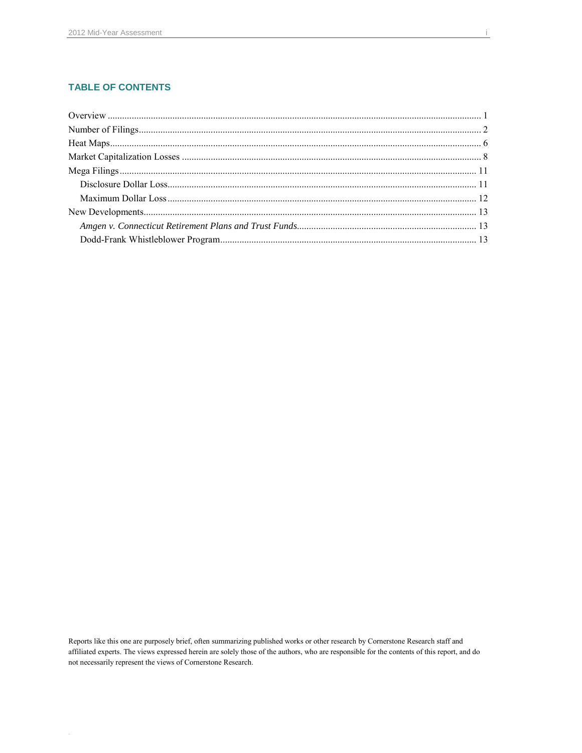## TABLE OF CONTENTS

Overview ..... 1
Number of Filings ..... 2
Heat Maps ..... 6
Market Capitalization Losses ..... 8
Mega Filings ..... 11
  Disclosure Dollar Loss ..... 11
  Maximum Dollar Loss ..... 12
New Developments ..... 13
  *Amgen v. Connecticut Retirement Plans and Trust Funds* ..... 13
  Dodd-Frank Whistleblower Program ..... 13

Reports like this one are purposely brief, often summarizing published works or other research by Cornerstone Research staff and affiliated experts. The views expressed herein are solely those of the authors, who are responsible for the contents of this report, and do not necessarily represent the views of Cornerstone Research.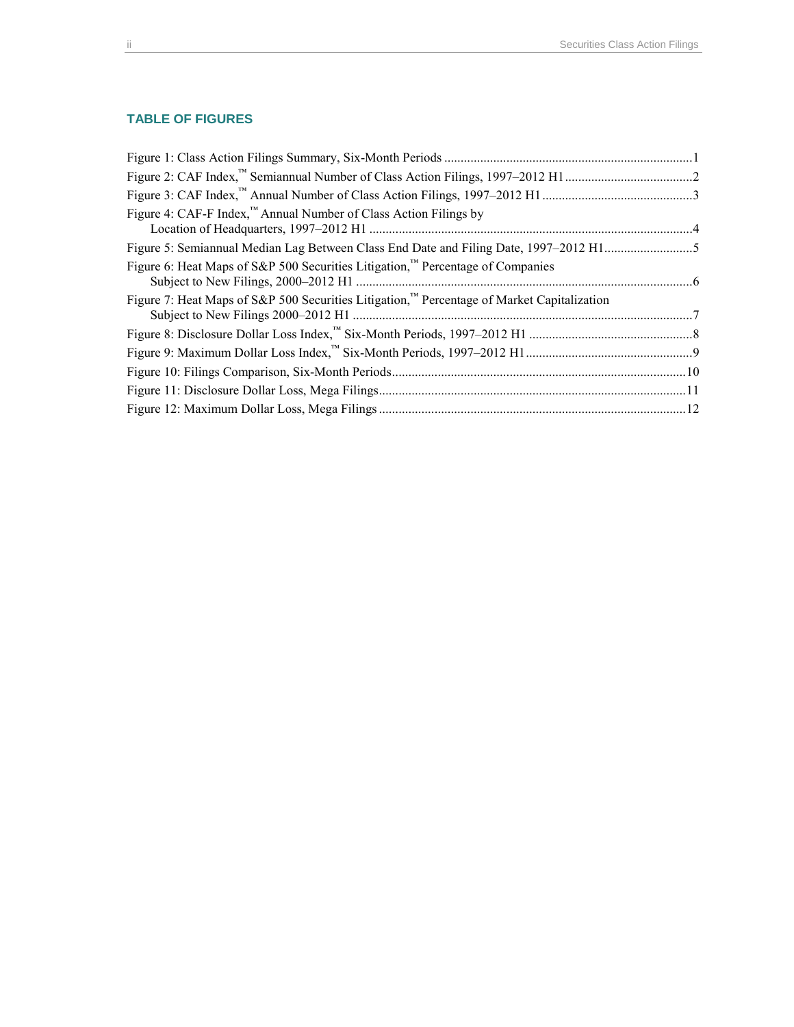## TABLE OF FIGURES

Figure 1: Class Action Filings Summary, Six-Month Periods ............................................................................1

Figure 2: CAF Index,™ Semiannual Number of Class Action Filings, 1997–2012 H1 .......................................2

Figure 3: CAF Index,™ Annual Number of Class Action Filings, 1997–2012 H1 ..............................................3

Figure 4: CAF-F Index,™ Annual Number of Class Action Filings by Location of Headquarters, 1997–2012 H1 ..................................................................................................4

Figure 5: Semiannual Median Lag Between Class End Date and Filing Date, 1997–2012 H1...........................5

Figure 6: Heat Maps of S&P 500 Securities Litigation,™ Percentage of Companies Subject to New Filings, 2000–2012 H1 .......................................................................................................6

Figure 7: Heat Maps of S&P 500 Securities Litigation,™ Percentage of Market Capitalization Subject to New Filings 2000–2012 H1 .......................................................................................................7

Figure 8: Disclosure Dollar Loss Index,™ Six-Month Periods, 1997–2012 H1 ..................................................8

Figure 9: Maximum Dollar Loss Index,™ Six-Month Periods, 1997–2012 H1...................................................9

Figure 10: Filings Comparison, Six-Month Periods.........................................................................................10

Figure 11: Disclosure Dollar Loss, Mega Filings.............................................................................................11

Figure 12: Maximum Dollar Loss, Mega Filings .............................................................................................12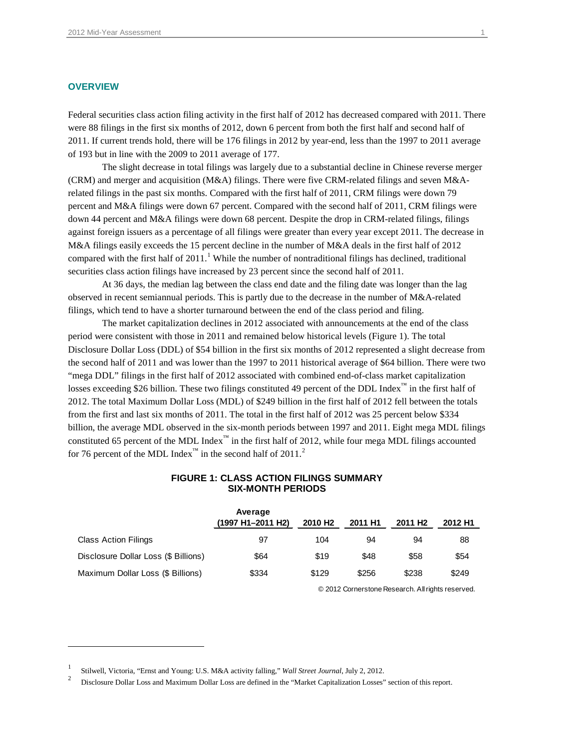## OVERVIEW

Federal securities class action filing activity in the first half of 2012 has decreased compared with 2011. There were 88 filings in the first six months of 2012, down 6 percent from both the first half and second half of 2011. If current trends hold, there will be 176 filings in 2012 by year-end, less than the 1997 to 2011 average of 193 but in line with the 2009 to 2011 average of 177.

The slight decrease in total filings was largely due to a substantial decline in Chinese reverse merger (CRM) and merger and acquisition (M&A) filings. There were five CRM-related filings and seven M&A-related filings in the past six months. Compared with the first half of 2011, CRM filings were down 79 percent and M&A filings were down 67 percent. Compared with the second half of 2011, CRM filings were down 44 percent and M&A filings were down 68 percent. Despite the drop in CRM-related filings, filings against foreign issuers as a percentage of all filings were greater than every year except 2011. The decrease in M&A filings easily exceeds the 15 percent decline in the number of M&A deals in the first half of 2012 compared with the first half of 2011.[1] While the number of nontraditional filings has declined, traditional securities class action filings have increased by 23 percent since the second half of 2011.

At 36 days, the median lag between the class end date and the filing date was longer than the lag observed in recent semiannual periods. This is partly due to the decrease in the number of M&A-related filings, which tend to have a shorter turnaround between the end of the class period and filing.

The market capitalization declines in 2012 associated with announcements at the end of the class period were consistent with those in 2011 and remained below historical levels (Figure 1). The total Disclosure Dollar Loss (DDL) of $54 billion in the first six months of 2012 represented a slight decrease from the second half of 2011 and was lower than the 1997 to 2011 historical average of $64 billion. There were two "mega DDL" filings in the first half of 2012 associated with combined end-of-class market capitalization losses exceeding $26 billion. These two filings constituted 49 percent of the DDL Index™ in the first half of 2012. The total Maximum Dollar Loss (MDL) of $249 billion in the first half of 2012 fell between the totals from the first and last six months of 2011. The total in the first half of 2012 was 25 percent below $334 billion, the average MDL observed in the six-month periods between 1997 and 2011. Eight mega MDL filings constituted 65 percent of the MDL Index™ in the first half of 2012, while four mega MDL filings accounted for 76 percent of the MDL Index™ in the second half of 2011.[2]

**FIGURE 1: CLASS ACTION FILINGS SUMMARY SIX-MONTH PERIODS**

| | Average (1997 H1–2011 H2) | 2010 H2 | 2011 H1 | 2011 H2 | 2012 H1 |
|---|---|---|---|---|---|
| Class Action Filings | 97 | 104 | 94 | 94 | 88 |
| Disclosure Dollar Loss ($ Billions) | $64 | $19 | $48 | $58 | $54 |
| Maximum Dollar Loss ($ Billions) | $334 | $129 | $256 | $238 | $249 |

© 2012 Cornerstone Research. All rights reserved.

---

[1] Stilwell, Victoria, "Ernst and Young: U.S. M&A activity falling," *Wall Street Journal*, July 2, 2012.

[2] Disclosure Dollar Loss and Maximum Dollar Loss are defined in the "Market Capitalization Losses" section of this report.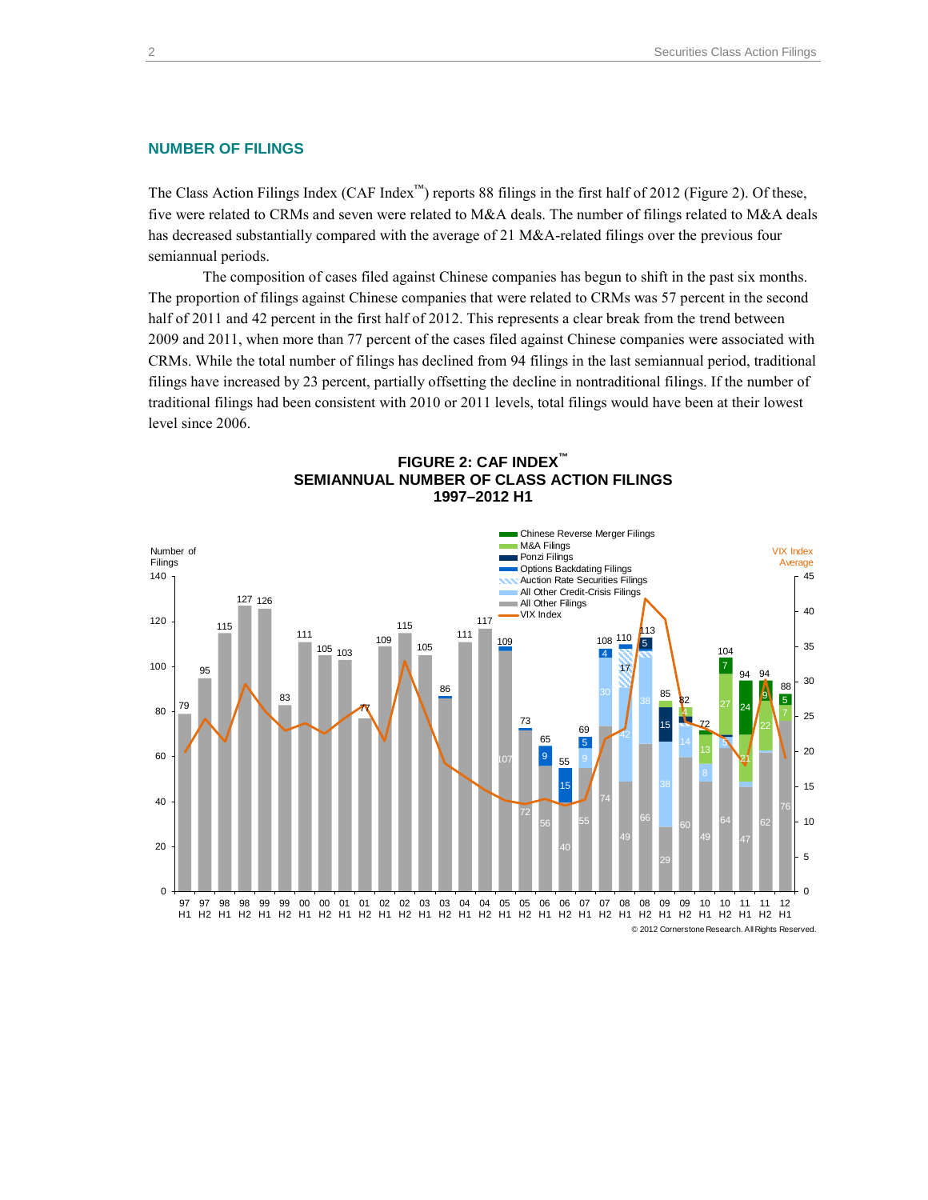## NUMBER OF FILINGS

The Class Action Filings Index (CAF Index™) reports 88 filings in the first half of 2012 (Figure 2). Of these, five were related to CRMs and seven were related to M&A deals. The number of filings related to M&A deals has decreased substantially compared with the average of 21 M&A-related filings over the previous four semiannual periods.

The composition of cases filed against Chinese companies has begun to shift in the past six months. The proportion of filings against Chinese companies that were related to CRMs was 57 percent in the second half of 2011 and 42 percent in the first half of 2012. This represents a clear break from the trend between 2009 and 2011, when more than 77 percent of the cases filed against Chinese companies were associated with CRMs. While the total number of filings has declined from 94 filings in the last semiannual period, traditional filings have increased by 23 percent, partially offsetting the decline in nontraditional filings. If the number of traditional filings had been consistent with 2010 or 2011 levels, total filings would have been at their lowest level since 2006.

**FIGURE 2: CAF INDEX™**
**SEMIANNUAL NUMBER OF CLASS ACTION FILINGS**
**1997–2012 H1**

© 2012 Cornerstone Research. All Rights Reserved.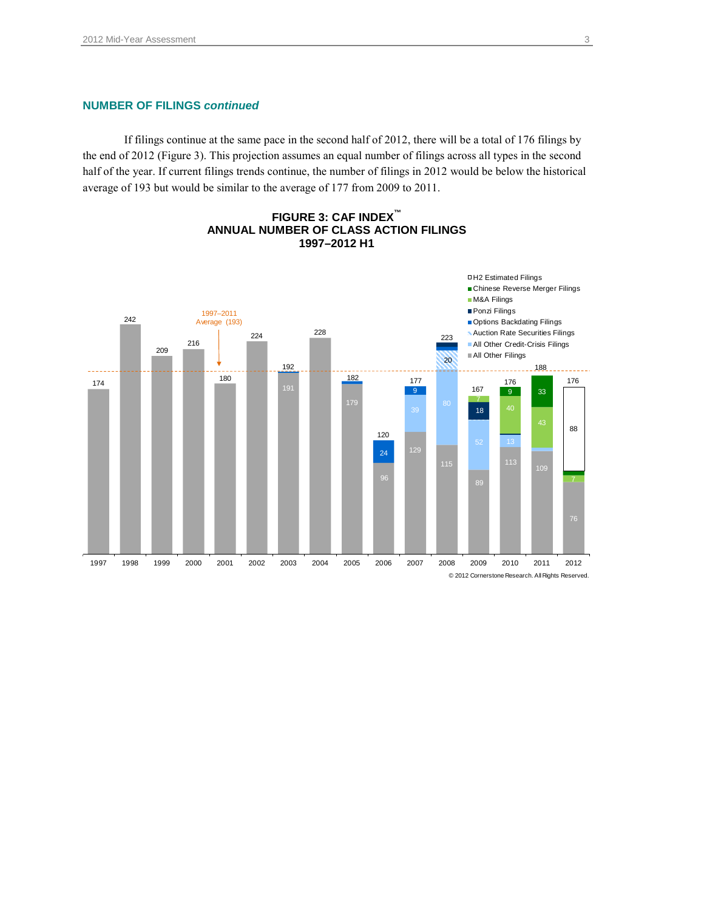## NUMBER OF FILINGS *continued*

If filings continue at the same pace in the second half of 2012, there will be a total of 176 filings by the end of 2012 (Figure 3). This projection assumes an equal number of filings across all types in the second half of the year. If current filings trends continue, the number of filings in 2012 would be below the historical average of 193 but would be similar to the average of 177 from 2009 to 2011.

**FIGURE 3: CAF INDEX™**
**ANNUAL NUMBER OF CLASS ACTION FILINGS**
**1997–2012 H1**

| Year | Total | All Other Filings | Other components |
|---|---|---|---|
| 1997 | 174 | 174 | |
| 1998 | 242 | 242 | |
| 1999 | 209 | 209 | |
| 2000 | 216 | 216 | |
| 2001 | 180 | 180 | |
| 2002 | 224 | 224 | |
| 2003 | 192 | 191 | |
| 2004 | 228 | 228 | |
| 2005 | 182 | 179 | |
| 2006 | 120 | 96 | Options Backdating: 24 |
| 2007 | 177 | 129 | All Other Credit-Crisis: 39; Options Backdating: 9 |
| 2008 | 223 | 115 | All Other Credit-Crisis: 80; Auction Rate Securities: 20 |
| 2009 | 167 | 89 | All Other Credit-Crisis: 52; Ponzi: 18; M&A: 7 |
| 2010 | 176 | 113 | All Other Credit-Crisis: 13; M&A: 40; Chinese Reverse Merger: 9 |
| 2011 | 188 | 109 | M&A: 43; Chinese Reverse Merger: 33 |
| 2012 | 176 | 76 | M&A: 7; H2 Estimated: 88 |

1997–2011 Average (193)

Legend: H2 Estimated Filings; Chinese Reverse Merger Filings; M&A Filings; Ponzi Filings; Options Backdating Filings; Auction Rate Securities Filings; All Other Credit-Crisis Filings; All Other Filings

© 2012 Cornerstone Research. All Rights Reserved.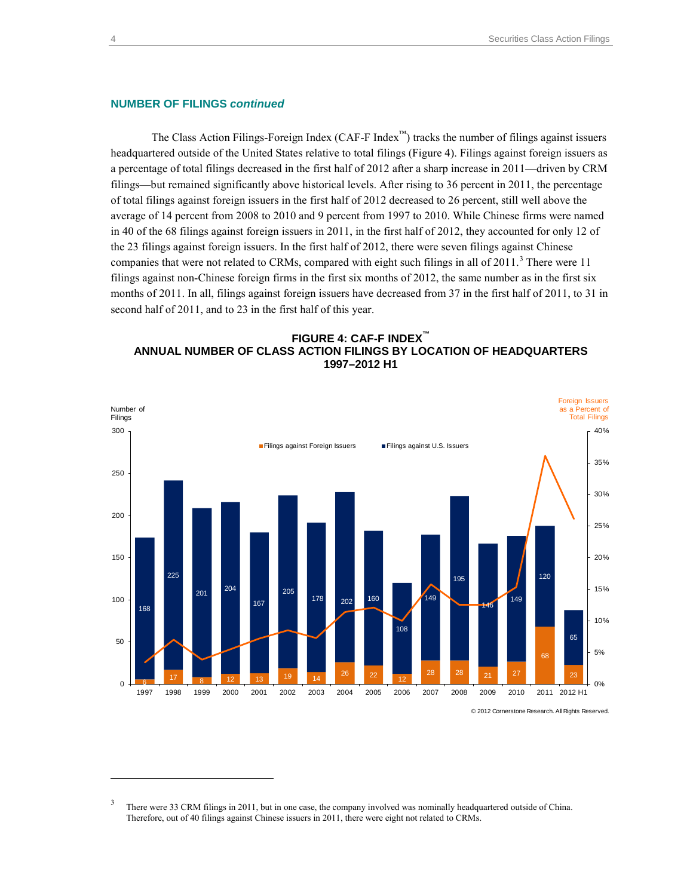## NUMBER OF FILINGS *continued*

The Class Action Filings-Foreign Index (CAF-F Index™) tracks the number of filings against issuers headquartered outside of the United States relative to total filings (Figure 4). Filings against foreign issuers as a percentage of total filings decreased in the first half of 2012 after a sharp increase in 2011—driven by CRM filings—but remained significantly above historical levels. After rising to 36 percent in 2011, the percentage of total filings against foreign issuers in the first half of 2012 decreased to 26 percent, still well above the average of 14 percent from 2008 to 2010 and 9 percent from 1997 to 2010. While Chinese firms were named in 40 of the 68 filings against foreign issuers in 2011, in the first half of 2012, they accounted for only 12 of the 23 filings against foreign issuers. In the first half of 2012, there were seven filings against Chinese companies that were not related to CRMs, compared with eight such filings in all of 2011.[3] There were 11 filings against non-Chinese foreign firms in the first six months of 2012, the same number as in the first six months of 2011. In all, filings against foreign issuers have decreased from 37 in the first half of 2011, to 31 in second half of 2011, and to 23 in the first half of this year.

**FIGURE 4: CAF-F INDEX™**
**ANNUAL NUMBER OF CLASS ACTION FILINGS BY LOCATION OF HEADQUARTERS**
**1997–2012 H1**

| Year | Filings against Foreign Issuers | Filings against U.S. Issuers |
|---|---|---|
| 1997 | 6 | 168 |
| 1998 | 17 | 225 |
| 1999 | 8 | 201 |
| 2000 | 12 | 204 |
| 2001 | 13 | 167 |
| 2002 | 19 | 205 |
| 2003 | 14 | 178 |
| 2004 | 26 | 202 |
| 2005 | 22 | 160 |
| 2006 | 12 | 108 |
| 2007 | 28 | 149 |
| 2008 | 28 | 195 |
| 2009 | 21 | 146 |
| 2010 | 27 | 149 |
| 2011 | 68 | 120 |
| 2012 H1 | 23 | 65 |

© 2012 Cornerstone Research. All Rights Reserved.

[3] There were 33 CRM filings in 2011, but in one case, the company involved was nominally headquartered outside of China. Therefore, out of 40 filings against Chinese issuers in 2011, there were eight not related to CRMs.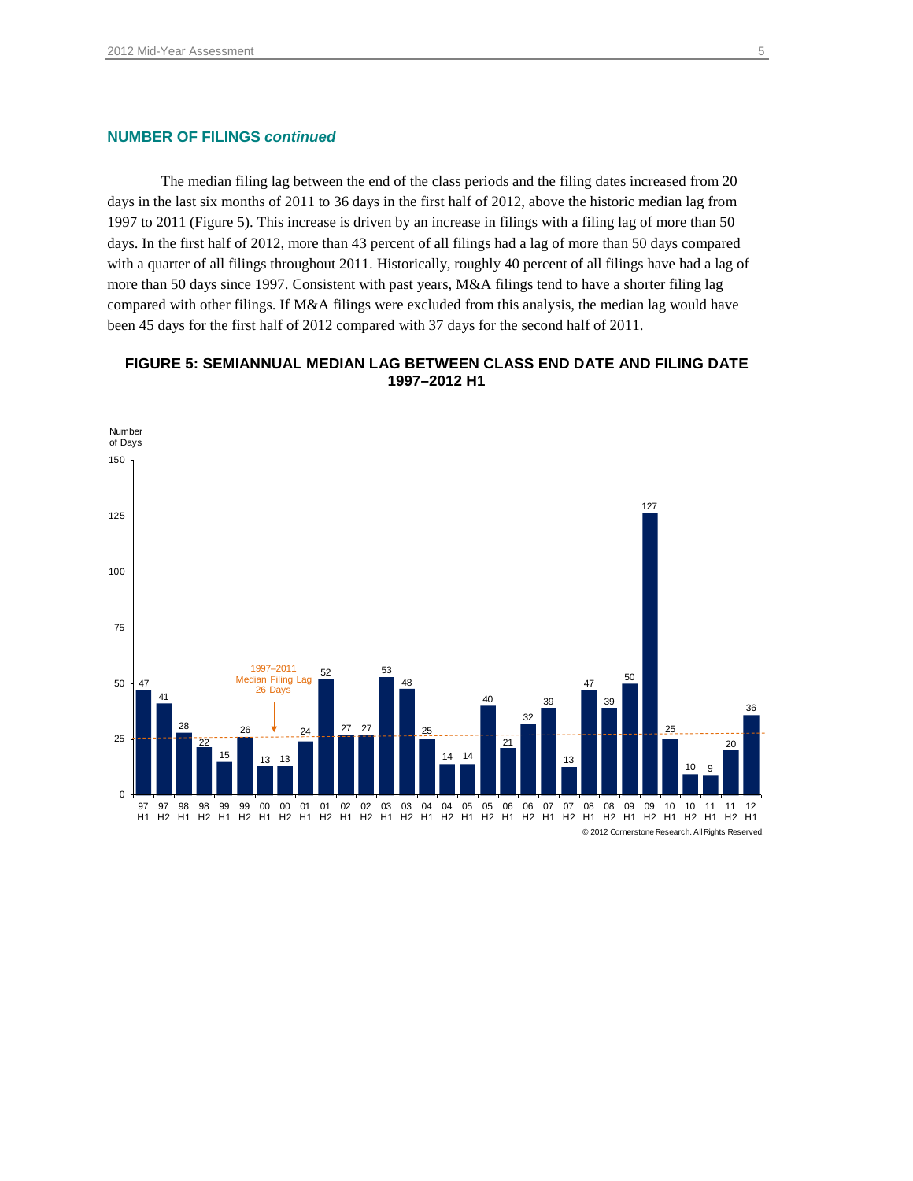## NUMBER OF FILINGS *continued*

The median filing lag between the end of the class periods and the filing dates increased from 20 days in the last six months of 2011 to 36 days in the first half of 2012, above the historic median lag from 1997 to 2011 (Figure 5). This increase is driven by an increase in filings with a filing lag of more than 50 days. In the first half of 2012, more than 43 percent of all filings had a lag of more than 50 days compared with a quarter of all filings throughout 2011. Historically, roughly 40 percent of all filings have had a lag of more than 50 days since 1997. Consistent with past years, M&A filings tend to have a shorter filing lag compared with other filings. If M&A filings were excluded from this analysis, the median lag would have been 45 days for the first half of 2012 compared with 37 days for the second half of 2011.

**FIGURE 5: SEMIANNUAL MEDIAN LAG BETWEEN CLASS END DATE AND FILING DATE 1997–2012 H1**

Number of Days

1997–2011 Median Filing Lag 26 Days

| Period | Number of Days |
|---|---|
| 97 H1 | 47 |
| 97 H2 | 41 |
| 98 H1 | 28 |
| 98 H2 | 22 |
| 99 H1 | 15 |
| 99 H2 | 26 |
| 00 H1 | 13 |
| 00 H2 | 13 |
| 01 H1 | 24 |
| 01 H2 | 52 |
| 02 H1 | 27 |
| 02 H2 | 27 |
| 03 H1 | 53 |
| 03 H2 | 48 |
| 04 H1 | 25 |
| 04 H2 | 14 |
| 05 H1 | 14 |
| 05 H2 | 40 |
| 06 H1 | 21 |
| 06 H2 | 32 |
| 07 H1 | 39 |
| 07 H2 | 13 |
| 08 H1 | 47 |
| 08 H2 | 39 |
| 09 H1 | 50 |
| 09 H2 | 127 |
| 10 H1 | 25 |
| 10 H2 | 10 |
| 11 H1 | 9 |
| 11 H2 | 20 |
| 12 H1 | 36 |

© 2012 Cornerstone Research. All Rights Reserved.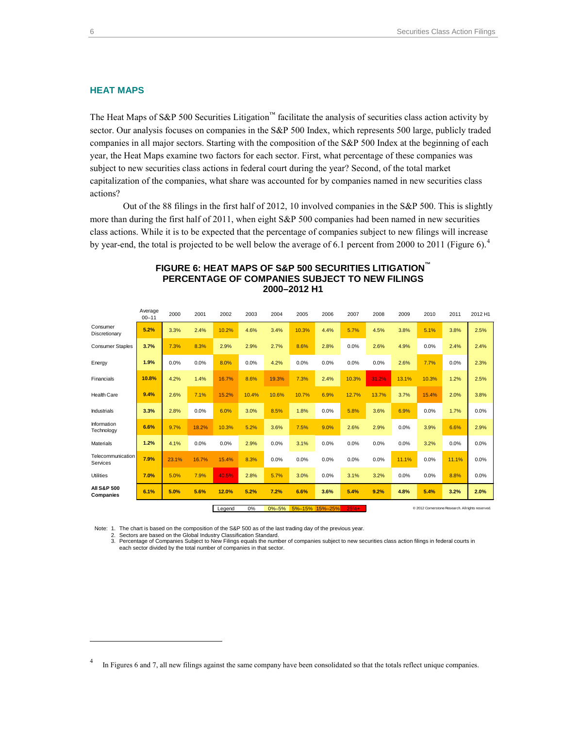## HEAT MAPS

The Heat Maps of S&P 500 Securities Litigation™ facilitate the analysis of securities class action activity by sector. Our analysis focuses on companies in the S&P 500 Index, which represents 500 large, publicly traded companies in all major sectors. Starting with the composition of the S&P 500 Index at the beginning of each year, the Heat Maps examine two factors for each sector. First, what percentage of these companies was subject to new securities class actions in federal court during the year? Second, of the total market capitalization of the companies, what share was accounted for by companies named in new securities class actions?

Out of the 88 filings in the first half of 2012, 10 involved companies in the S&P 500. This is slightly more than during the first half of 2011, when eight S&P 500 companies had been named in new securities class actions. While it is to be expected that the percentage of companies subject to new filings will increase by year-end, the total is projected to be well below the average of 6.1 percent from 2000 to 2011 (Figure 6).[4]

**FIGURE 6: HEAT MAPS OF S&P 500 SECURITIES LITIGATION™**
**PERCENTAGE OF COMPANIES SUBJECT TO NEW FILINGS**
**2000–2012 H1**

| | Average 00–11 | 2000 | 2001 | 2002 | 2003 | 2004 | 2005 | 2006 | 2007 | 2008 | 2009 | 2010 | 2011 | 2012 H1 |
|---|---|---|---|---|---|---|---|---|---|---|---|---|---|---|
| Consumer Discretionary | **5.2%** | 3.3% | 2.4% | 10.2% | 4.6% | 3.4% | 10.3% | 4.4% | 5.7% | 4.5% | 3.8% | 5.1% | 3.8% | 2.5% |
| Consumer Staples | **3.7%** | 7.3% | 8.3% | 2.9% | 2.9% | 2.7% | 8.6% | 2.8% | 0.0% | 2.6% | 4.9% | 0.0% | 2.4% | 2.4% |
| Energy | **1.9%** | 0.0% | 0.0% | 8.0% | 0.0% | 4.2% | 0.0% | 0.0% | 0.0% | 0.0% | 2.6% | 7.7% | 0.0% | 2.3% |
| Financials | **10.8%** | 4.2% | 1.4% | 16.7% | 8.6% | 19.3% | 7.3% | 2.4% | 10.3% | 31.2% | 13.1% | 10.3% | 1.2% | 2.5% |
| Health Care | **9.4%** | 2.6% | 7.1% | 15.2% | 10.4% | 10.6% | 10.7% | 6.9% | 12.7% | 13.7% | 3.7% | 15.4% | 2.0% | 3.8% |
| Industrials | **3.3%** | 2.8% | 0.0% | 6.0% | 3.0% | 8.5% | 1.8% | 0.0% | 5.8% | 3.6% | 6.9% | 0.0% | 1.7% | 0.0% |
| Information Technology | **6.6%** | 9.7% | 18.2% | 10.3% | 5.2% | 3.6% | 7.5% | 9.0% | 2.6% | 2.9% | 0.0% | 3.9% | 6.6% | 2.9% |
| Materials | **1.2%** | 4.1% | 0.0% | 0.0% | 2.9% | 0.0% | 3.1% | 0.0% | 0.0% | 0.0% | 0.0% | 3.2% | 0.0% | 0.0% |
| Telecommunication Services | **7.9%** | 23.1% | 16.7% | 15.4% | 8.3% | 0.0% | 0.0% | 0.0% | 0.0% | 0.0% | 11.1% | 0.0% | 11.1% | 0.0% |
| Utilities | **7.0%** | 5.0% | 7.9% | 40.5% | 2.8% | 5.7% | 3.0% | 0.0% | 3.1% | 3.2% | 0.0% | 0.0% | 8.8% | 0.0% |
| **All S&P 500 Companies** | **6.1%** | **5.0%** | **5.6%** | **12.0%** | **5.2%** | **7.2%** | **6.6%** | **3.6%** | **5.4%** | **9.2%** | **4.8%** | **5.4%** | **3.2%** | **2.0%** |

Legend: 0% | 0%–5% | 5%–15% | 15%–25% | 25%+

© 2012 Cornerstone Research. All rights reserved.

Note: 1. The chart is based on the composition of the S&P 500 as of the last trading day of the previous year.
2. Sectors are based on the Global Industry Classification Standard.
3. Percentage of Companies Subject to New Filings equals the number of companies subject to new securities class action filings in federal courts in each sector divided by the total number of companies in that sector.

[4] In Figures 6 and 7, all new filings against the same company have been consolidated so that the totals reflect unique companies.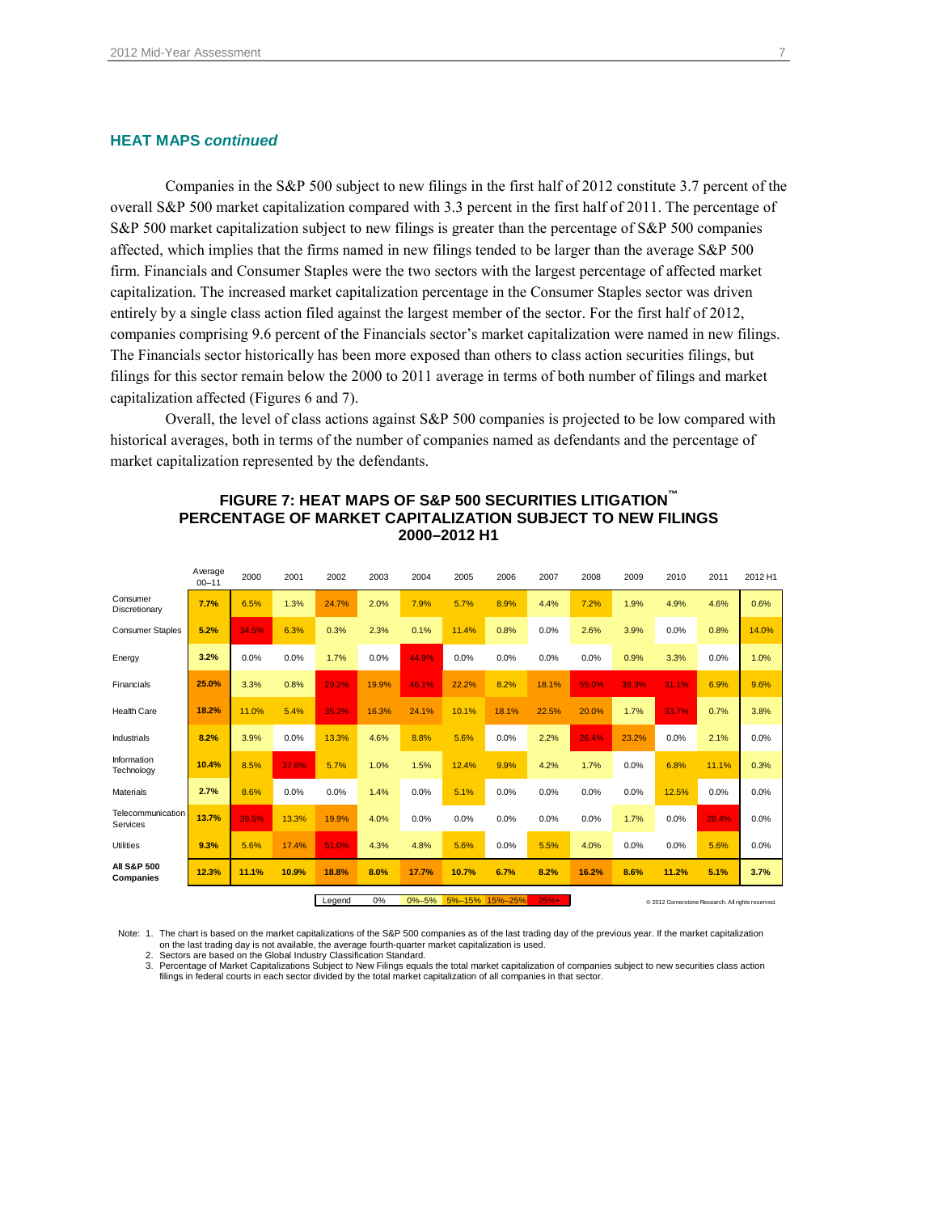### HEAT MAPS *continued*

Companies in the S&P 500 subject to new filings in the first half of 2012 constitute 3.7 percent of the overall S&P 500 market capitalization compared with 3.3 percent in the first half of 2011. The percentage of S&P 500 market capitalization subject to new filings is greater than the percentage of S&P 500 companies affected, which implies that the firms named in new filings tended to be larger than the average S&P 500 firm. Financials and Consumer Staples were the two sectors with the largest percentage of affected market capitalization. The increased market capitalization percentage in the Consumer Staples sector was driven entirely by a single class action filed against the largest member of the sector. For the first half of 2012, companies comprising 9.6 percent of the Financials sector's market capitalization were named in new filings. The Financials sector historically has been more exposed than others to class action securities filings, but filings for this sector remain below the 2000 to 2011 average in terms of both number of filings and market capitalization affected (Figures 6 and 7).

Overall, the level of class actions against S&P 500 companies is projected to be low compared with historical averages, both in terms of the number of companies named as defendants and the percentage of market capitalization represented by the defendants.

**FIGURE 7: HEAT MAPS OF S&P 500 SECURITIES LITIGATION™**
**PERCENTAGE OF MARKET CAPITALIZATION SUBJECT TO NEW FILINGS**
**2000–2012 H1**

| | Average 00–11 | 2000 | 2001 | 2002 | 2003 | 2004 | 2005 | 2006 | 2007 | 2008 | 2009 | 2010 | 2011 | 2012 H1 |
|---|---|---|---|---|---|---|---|---|---|---|---|---|---|---|
| Consumer Discretionary | **7.7%** | 6.5% | 1.3% | 24.7% | 2.0% | 7.9% | 5.7% | 8.9% | 4.4% | 7.2% | 1.9% | 4.9% | 4.6% | 0.6% |
| Consumer Staples | **5.2%** | 34.5% | 6.3% | 0.3% | 2.3% | 0.1% | 11.4% | 0.8% | 0.0% | 2.6% | 3.9% | 0.0% | 0.8% | 14.0% |
| Energy | **3.2%** | 0.0% | 0.0% | 1.7% | 0.0% | 44.9% | 0.0% | 0.0% | 0.0% | 0.0% | 0.9% | 3.3% | 0.0% | 1.0% |
| Financials | **25.0%** | 3.3% | 0.8% | 29.2% | 19.9% | 46.1% | 22.2% | 8.2% | 18.1% | 55.0% | 38.3% | 31.1% | 6.9% | 9.6% |
| Health Care | **18.2%** | 11.0% | 5.4% | 35.2% | 16.3% | 24.1% | 10.1% | 18.1% | 22.5% | 20.0% | 1.7% | 33.7% | 0.7% | 3.8% |
| Industrials | **8.2%** | 3.9% | 0.0% | 13.3% | 4.6% | 8.8% | 5.6% | 0.0% | 2.2% | 26.4% | 23.2% | 0.0% | 2.1% | 0.0% |
| Information Technology | **10.4%** | 8.5% | 37.6% | 5.7% | 1.0% | 1.5% | 12.4% | 9.9% | 4.2% | 1.7% | 0.0% | 6.8% | 11.1% | 0.3% |
| Materials | **2.7%** | 8.6% | 0.0% | 0.0% | 1.4% | 0.0% | 5.1% | 0.0% | 0.0% | 0.0% | 0.0% | 12.5% | 0.0% | 0.0% |
| Telecommunication Services | **13.7%** | 39.5% | 13.3% | 19.9% | 4.0% | 0.0% | 0.0% | 0.0% | 0.0% | 0.0% | 1.7% | 0.0% | 28.4% | 0.0% |
| Utilities | **9.3%** | 5.6% | 17.4% | 51.0% | 4.3% | 4.8% | 5.6% | 0.0% | 5.5% | 4.0% | 0.0% | 0.0% | 5.6% | 0.0% |
| **All S&P 500 Companies** | **12.3%** | **11.1%** | **10.9%** | **18.8%** | **8.0%** | **17.7%** | **10.7%** | **6.7%** | **8.2%** | **16.2%** | **8.6%** | **11.2%** | **5.1%** | **3.7%** |

Legend: 0% | 0%–5% | 5%–15% | 15%–25% | 25%+

© 2012 Cornerstone Research. All rights reserved.

Note: 1. The chart is based on the market capitalizations of the S&P 500 companies as of the last trading day of the previous year. If the market capitalization on the last trading day is not available, the average fourth-quarter market capitalization is used.
2. Sectors are based on the Global Industry Classification Standard.
3. Percentage of Market Capitalizations Subject to New Filings equals the total market capitalization of companies subject to new securities class action filings in federal courts in each sector divided by the total market capitalization of all companies in that sector.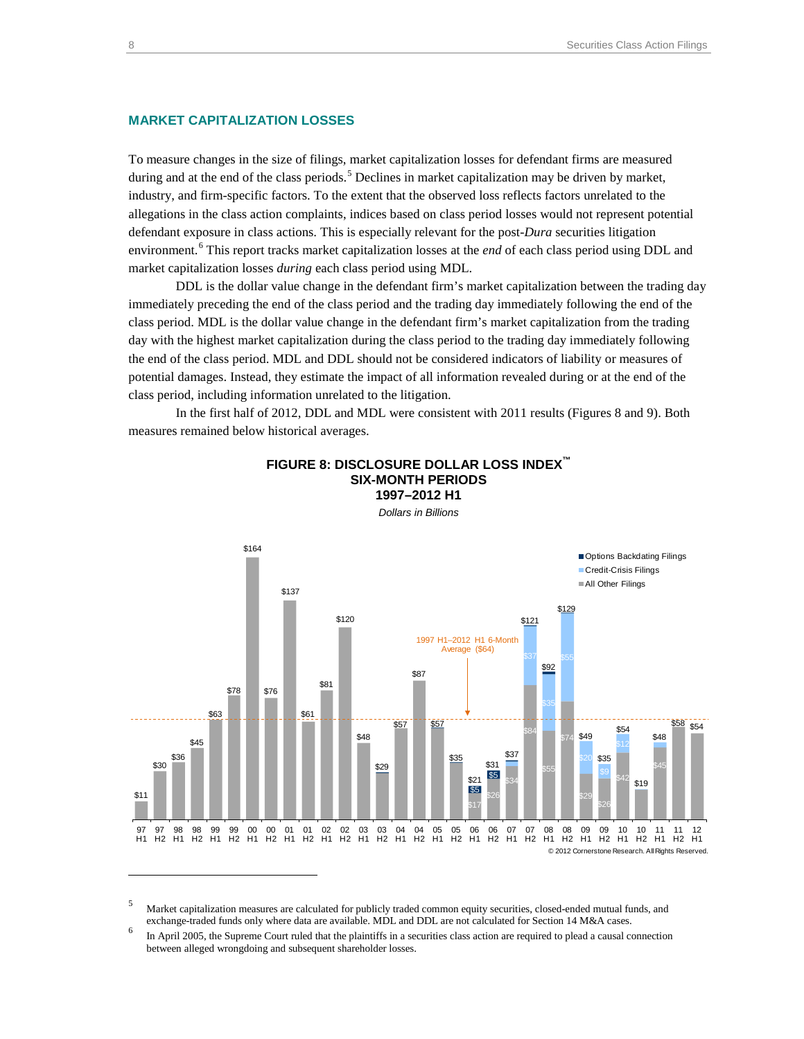## MARKET CAPITALIZATION LOSSES

To measure changes in the size of filings, market capitalization losses for defendant firms are measured during and at the end of the class periods.[5] Declines in market capitalization may be driven by market, industry, and firm-specific factors. To the extent that the observed loss reflects factors unrelated to the allegations in the class action complaints, indices based on class period losses would not represent potential defendant exposure in class actions. This is especially relevant for the post-*Dura* securities litigation environment.[6] This report tracks market capitalization losses at the *end* of each class period using DDL and market capitalization losses *during* each class period using MDL.

DDL is the dollar value change in the defendant firm's market capitalization between the trading day immediately preceding the end of the class period and the trading day immediately following the end of the class period. MDL is the dollar value change in the defendant firm's market capitalization from the trading day with the highest market capitalization during the class period to the trading day immediately following the end of the class period. MDL and DDL should not be considered indicators of liability or measures of potential damages. Instead, they estimate the impact of all information revealed during or at the end of the class period, including information unrelated to the litigation.

In the first half of 2012, DDL and MDL were consistent with 2011 results (Figures 8 and 9). Both measures remained below historical averages.

**FIGURE 8: DISCLOSURE DOLLAR LOSS INDEX™**
**SIX-MONTH PERIODS**
**1997–2012 H1**

*Dollars in Billions*

| Period | Total | All Other Filings | Credit-Crisis Filings | Options Backdating Filings |
|---|---|---|---|---|
| 97 H1 | $11 | | | |
| 97 H2 | $30 | | | |
| 98 H1 | $36 | | | |
| 98 H2 | $45 | | | |
| 99 H1 | $63 | | | |
| 99 H2 | $78 | | | |
| 00 H1 | $164 | | | |
| 00 H2 | $76 | | | |
| 01 H1 | $137 | | | |
| 01 H2 | $61 | | | |
| 02 H1 | $81 | | | |
| 02 H2 | $120 | | | |
| 03 H1 | $48 | | | |
| 03 H2 | $29 | | | |
| 04 H1 | $57 | | | |
| 04 H2 | $87 | | | |
| 05 H1 | $57 | | | |
| 05 H2 | $35 | | | |
| 06 H1 | $21 | $17 | | $5 |
| 06 H2 | $31 | $26 | | $5 |
| 07 H1 | $37 | $34 | | |
| 07 H2 | $121 | $84 | $37 | |
| 08 H1 | $92 | $55 | $35 | |
| 08 H2 | $129 | $74 | $55 | |
| 09 H1 | $49 | $29 | $20 | |
| 09 H2 | $35 | $26 | $9 | |
| 10 H1 | $54 | $42 | $12 | |
| 10 H2 | $19 | | | |
| 11 H1 | $48 | $45 | | |
| 11 H2 | $58 | | | |
| 12 H1 | $54 | | | |

1997 H1–2012 H1 6-Month Average ($64)

© 2012 Cornerstone Research. All Rights Reserved.

---

[5] Market capitalization measures are calculated for publicly traded common equity securities, closed-ended mutual funds, and exchange-traded funds only where data are available. MDL and DDL are not calculated for Section 14 M&A cases.

[6] In April 2005, the Supreme Court ruled that the plaintiffs in a securities class action are required to plead a causal connection between alleged wrongdoing and subsequent shareholder losses.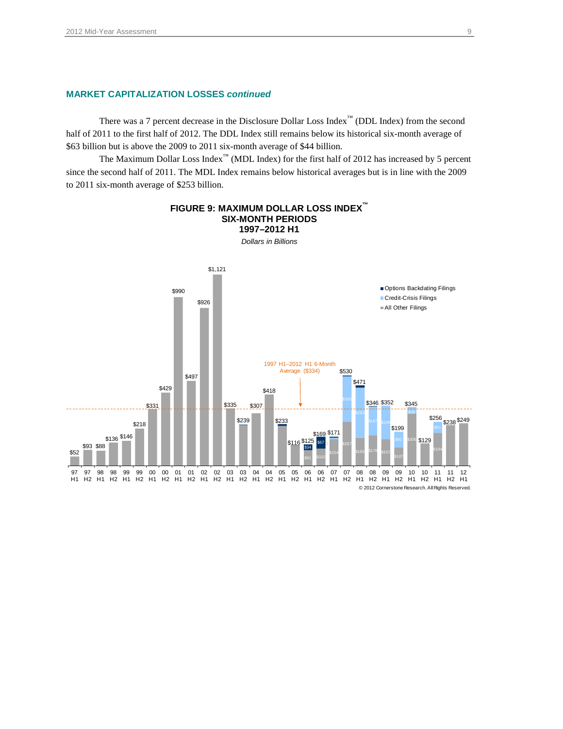### MARKET CAPITALIZATION LOSSES *continued*

There was a 7 percent decrease in the Disclosure Dollar Loss Index™ (DDL Index) from the second half of 2011 to the first half of 2012. The DDL Index still remains below its historical six-month average of $63 billion but is above the 2009 to 2011 six-month average of $44 billion.

The Maximum Dollar Loss Index™ (MDL Index) for the first half of 2012 has increased by 5 percent since the second half of 2011. The MDL Index remains below historical averages but is in line with the 2009 to 2011 six-month average of $253 billion.

**FIGURE 9: MAXIMUM DOLLAR LOSS INDEX™**
**SIX-MONTH PERIODS**
**1997–2012 H1**

*Dollars in Billions*

| Period | Total |
|---|---|
| 97 H1 | $52 |
| 97 H2 | $93 |
| 98 H1 | $88 |
| 98 H2 | $136 |
| 99 H1 | $146 |
| 99 H2 | $218 |
| 00 H1 | $331 |
| 00 H2 | $429 |
| 01 H1 | $990 |
| 01 H2 | $497 |
| 02 H1 | $926 |
| 02 H2 | $1,121 |
| 03 H1 | $335 |
| 03 H2 | $239 |
| 04 H1 | $307 |
| 04 H2 | $418 |
| 05 H1 | $233 |
| 05 H2 | $116 |
| 06 H1 | $125 |
| 06 H2 | $169 |
| 07 H1 | $171 |
| 07 H2 | $530 |
| 08 H1 | $471 |
| 08 H2 | $346 |
| 09 H1 | $352 |
| 09 H2 | $199 |
| 10 H1 | $345 |
| 10 H2 | $129 |
| 11 H1 | $256 |
| 11 H2 | $238 |
| 12 H1 | $249 |

Legend: Options Backdating Filings; Credit-Crisis Filings; All Other Filings

1997 H1–2012 H1 6-Month Average ($334)

© 2012 Cornerstone Research. All Rights Reserved.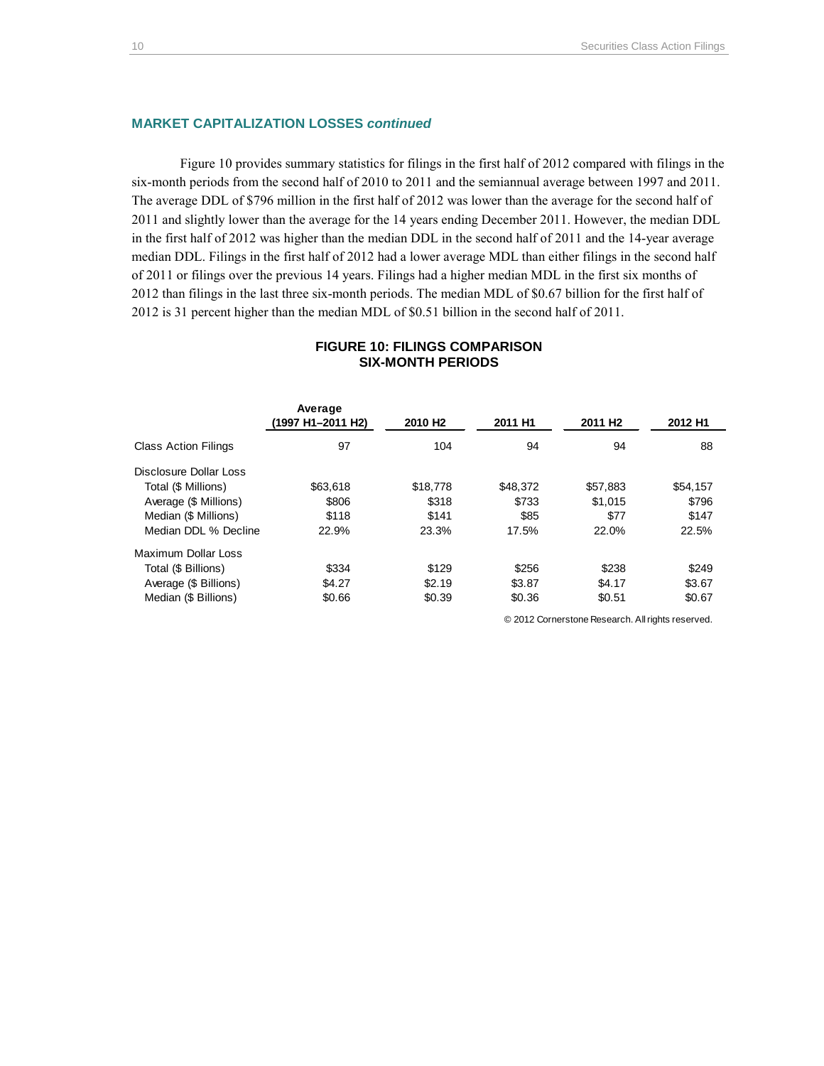### MARKET CAPITALIZATION LOSSES *continued*

Figure 10 provides summary statistics for filings in the first half of 2012 compared with filings in the six-month periods from the second half of 2010 to 2011 and the semiannual average between 1997 and 2011. The average DDL of $796 million in the first half of 2012 was lower than the average for the second half of 2011 and slightly lower than the average for the 14 years ending December 2011. However, the median DDL in the first half of 2012 was higher than the median DDL in the second half of 2011 and the 14-year average median DDL. Filings in the first half of 2012 had a lower average MDL than either filings in the second half of 2011 or filings over the previous 14 years. Filings had a higher median MDL in the first six months of 2012 than filings in the last three six-month periods. The median MDL of $0.67 billion for the first half of 2012 is 31 percent higher than the median MDL of $0.51 billion in the second half of 2011.

**FIGURE 10: FILINGS COMPARISON SIX-MONTH PERIODS**

| | Average (1997 H1–2011 H2) | 2010 H2 | 2011 H1 | 2011 H2 | 2012 H1 |
|---|---|---|---|---|---|
| Class Action Filings | 97 | 104 | 94 | 94 | 88 |
| Disclosure Dollar Loss | | | | | |
| Total ($ Millions) | $63,618 | $18,778 | $48,372 | $57,883 | $54,157 |
| Average ($ Millions) | $806 | $318 | $733 | $1,015 | $796 |
| Median ($ Millions) | $118 | $141 | $85 | $77 | $147 |
| Median DDL % Decline | 22.9% | 23.3% | 17.5% | 22.0% | 22.5% |
| Maximum Dollar Loss | | | | | |
| Total ($ Billions) | $334 | $129 | $256 | $238 | $249 |
| Average ($ Billions) | $4.27 | $2.19 | $3.87 | $4.17 | $3.67 |
| Median ($ Billions) | $0.66 | $0.39 | $0.36 | $0.51 | $0.67 |

© 2012 Cornerstone Research. All rights reserved.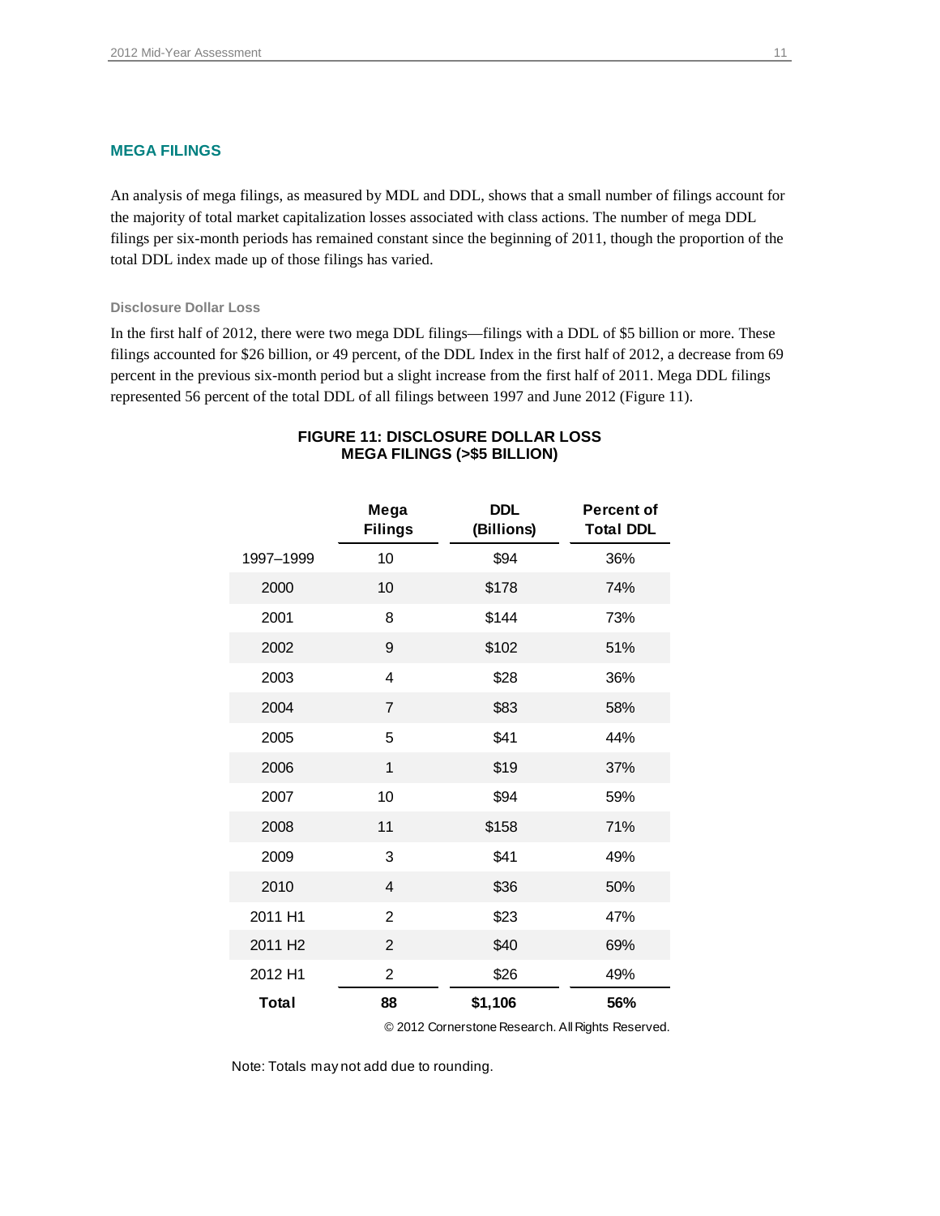## MEGA FILINGS

An analysis of mega filings, as measured by MDL and DDL, shows that a small number of filings account for the majority of total market capitalization losses associated with class actions. The number of mega DDL filings per six-month periods has remained constant since the beginning of 2011, though the proportion of the total DDL index made up of those filings has varied.

### Disclosure Dollar Loss

In the first half of 2012, there were two mega DDL filings—filings with a DDL of $5 billion or more. These filings accounted for $26 billion, or 49 percent, of the DDL Index in the first half of 2012, a decrease from 69 percent in the previous six-month period but a slight increase from the first half of 2011. Mega DDL filings represented 56 percent of the total DDL of all filings between 1997 and June 2012 (Figure 11).

**FIGURE 11: DISCLOSURE DOLLAR LOSS MEGA FILINGS (>$5 BILLION)**

| | Mega Filings | DDL (Billions) | Percent of Total DDL |
|---|---|---|---|
| 1997–1999 | 10 | $94 | 36% |
| 2000 | 10 | $178 | 74% |
| 2001 | 8 | $144 | 73% |
| 2002 | 9 | $102 | 51% |
| 2003 | 4 | $28 | 36% |
| 2004 | 7 | $83 | 58% |
| 2005 | 5 | $41 | 44% |
| 2006 | 1 | $19 | 37% |
| 2007 | 10 | $94 | 59% |
| 2008 | 11 | $158 | 71% |
| 2009 | 3 | $41 | 49% |
| 2010 | 4 | $36 | 50% |
| 2011 H1 | 2 | $23 | 47% |
| 2011 H2 | 2 | $40 | 69% |
| 2012 H1 | 2 | $26 | 49% |
| **Total** | **88** | **$1,106** | **56%** |

© 2012 Cornerstone Research. All Rights Reserved.

Note: Totals may not add due to rounding.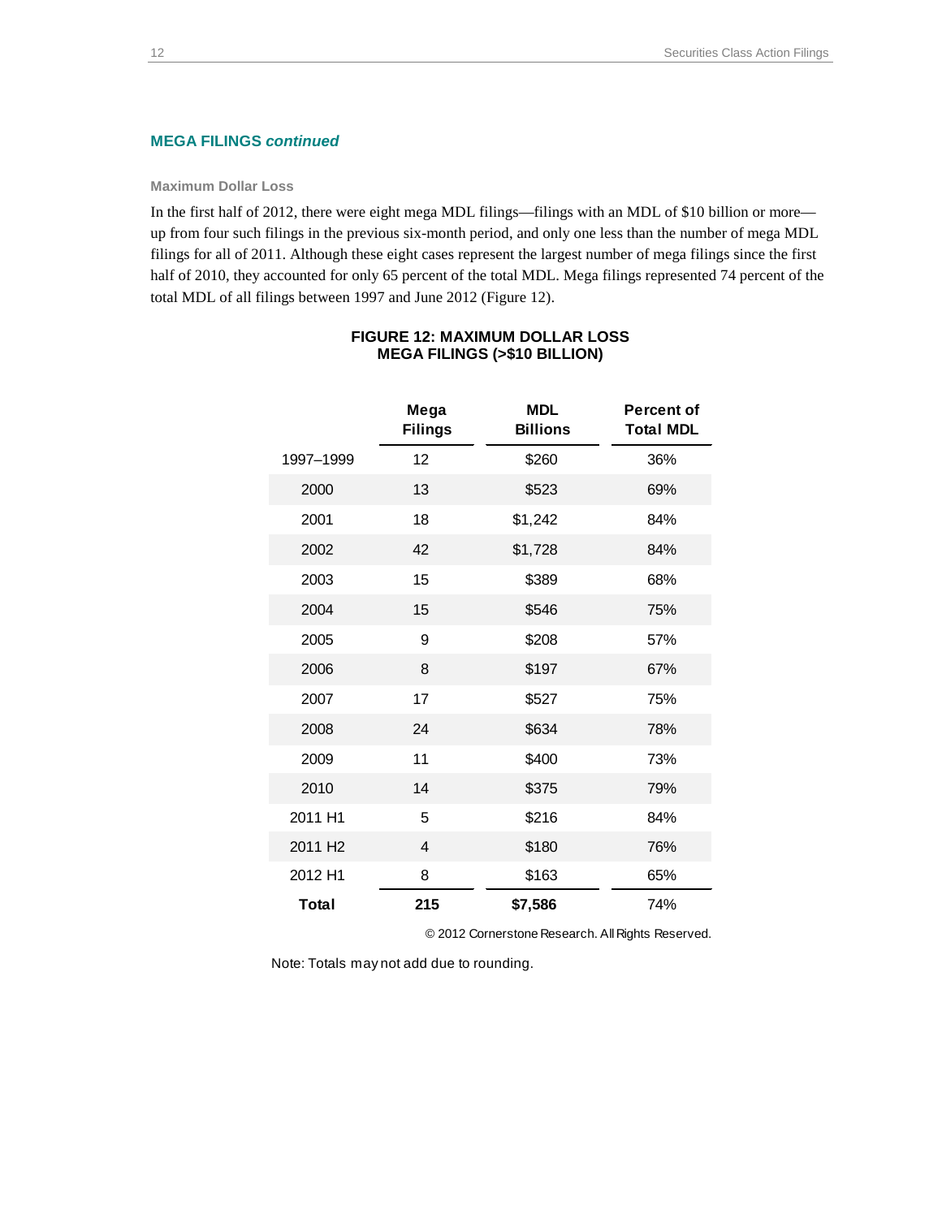## MEGA FILINGS *continued*

### Maximum Dollar Loss

In the first half of 2012, there were eight mega MDL filings—filings with an MDL of $10 billion or more—up from four such filings in the previous six-month period, and only one less than the number of mega MDL filings for all of 2011. Although these eight cases represent the largest number of mega filings since the first half of 2010, they accounted for only 65 percent of the total MDL. Mega filings represented 74 percent of the total MDL of all filings between 1997 and June 2012 (Figure 12).

**FIGURE 12: MAXIMUM DOLLAR LOSS MEGA FILINGS (>$10 BILLION)**

| | Mega Filings | MDL Billions | Percent of Total MDL |
|---|---|---|---|
| 1997–1999 | 12 | $260 | 36% |
| 2000 | 13 | $523 | 69% |
| 2001 | 18 | $1,242 | 84% |
| 2002 | 42 | $1,728 | 84% |
| 2003 | 15 | $389 | 68% |
| 2004 | 15 | $546 | 75% |
| 2005 | 9 | $208 | 57% |
| 2006 | 8 | $197 | 67% |
| 2007 | 17 | $527 | 75% |
| 2008 | 24 | $634 | 78% |
| 2009 | 11 | $400 | 73% |
| 2010 | 14 | $375 | 79% |
| 2011 H1 | 5 | $216 | 84% |
| 2011 H2 | 4 | $180 | 76% |
| 2012 H1 | 8 | $163 | 65% |
| **Total** | **215** | **$7,586** | 74% |

© 2012 Cornerstone Research. All Rights Reserved.

Note: Totals may not add due to rounding.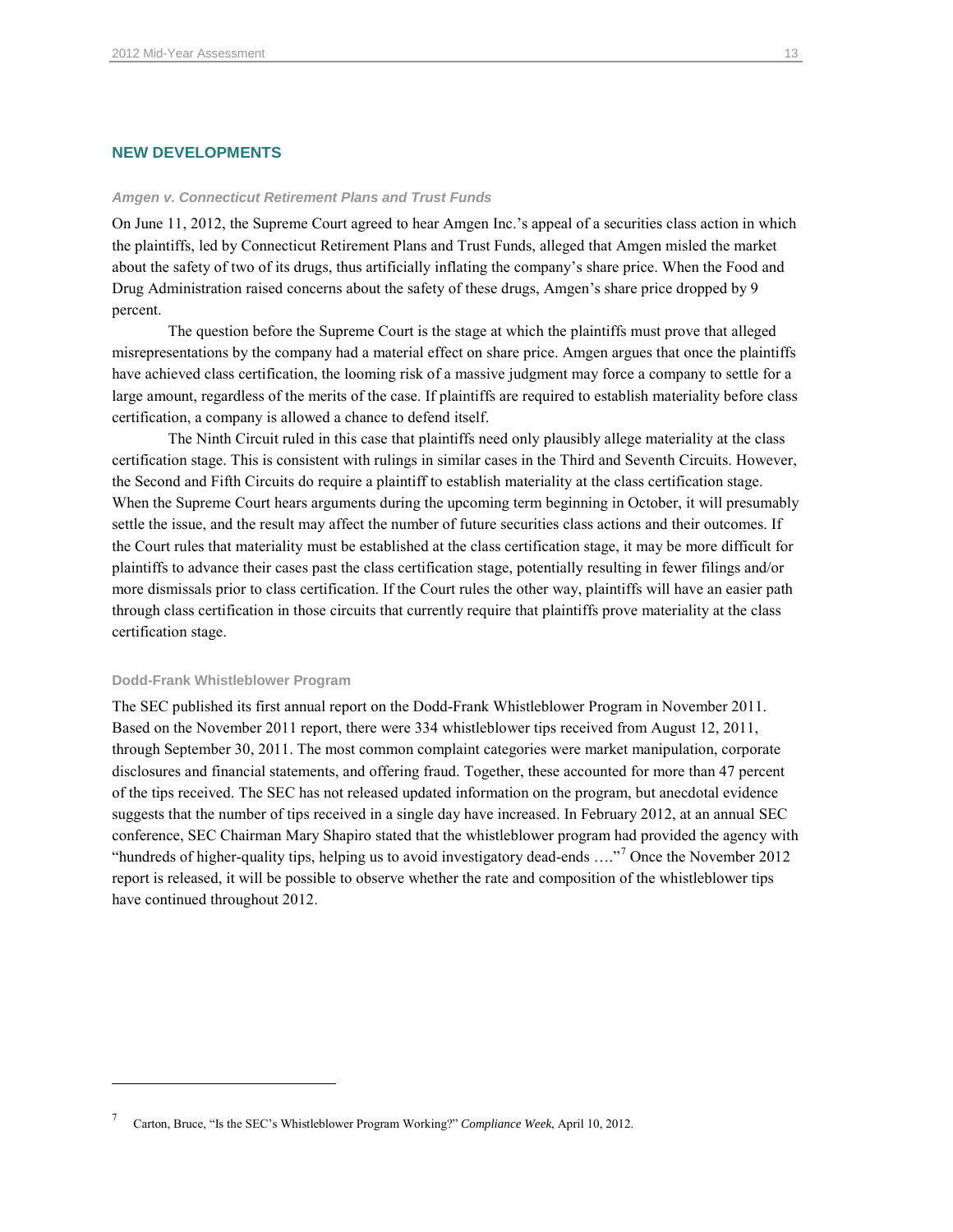## NEW DEVELOPMENTS

### *Amgen v. Connecticut Retirement Plans and Trust Funds*

On June 11, 2012, the Supreme Court agreed to hear Amgen Inc.'s appeal of a securities class action in which the plaintiffs, led by Connecticut Retirement Plans and Trust Funds, alleged that Amgen misled the market about the safety of two of its drugs, thus artificially inflating the company's share price. When the Food and Drug Administration raised concerns about the safety of these drugs, Amgen's share price dropped by 9 percent.

The question before the Supreme Court is the stage at which the plaintiffs must prove that alleged misrepresentations by the company had a material effect on share price. Amgen argues that once the plaintiffs have achieved class certification, the looming risk of a massive judgment may force a company to settle for a large amount, regardless of the merits of the case. If plaintiffs are required to establish materiality before class certification, a company is allowed a chance to defend itself.

The Ninth Circuit ruled in this case that plaintiffs need only plausibly allege materiality at the class certification stage. This is consistent with rulings in similar cases in the Third and Seventh Circuits. However, the Second and Fifth Circuits do require a plaintiff to establish materiality at the class certification stage. When the Supreme Court hears arguments during the upcoming term beginning in October, it will presumably settle the issue, and the result may affect the number of future securities class actions and their outcomes. If the Court rules that materiality must be established at the class certification stage, it may be more difficult for plaintiffs to advance their cases past the class certification stage, potentially resulting in fewer filings and/or more dismissals prior to class certification. If the Court rules the other way, plaintiffs will have an easier path through class certification in those circuits that currently require that plaintiffs prove materiality at the class certification stage.

### Dodd-Frank Whistleblower Program

The SEC published its first annual report on the Dodd-Frank Whistleblower Program in November 2011. Based on the November 2011 report, there were 334 whistleblower tips received from August 12, 2011, through September 30, 2011. The most common complaint categories were market manipulation, corporate disclosures and financial statements, and offering fraud. Together, these accounted for more than 47 percent of the tips received. The SEC has not released updated information on the program, but anecdotal evidence suggests that the number of tips received in a single day have increased. In February 2012, at an annual SEC conference, SEC Chairman Mary Shapiro stated that the whistleblower program had provided the agency with "hundreds of higher-quality tips, helping us to avoid investigatory dead-ends …."[7] Once the November 2012 report is released, it will be possible to observe whether the rate and composition of the whistleblower tips have continued throughout 2012.

---

[7] Carton, Bruce, "Is the SEC's Whistleblower Program Working?" *Compliance Week*, April 10, 2012.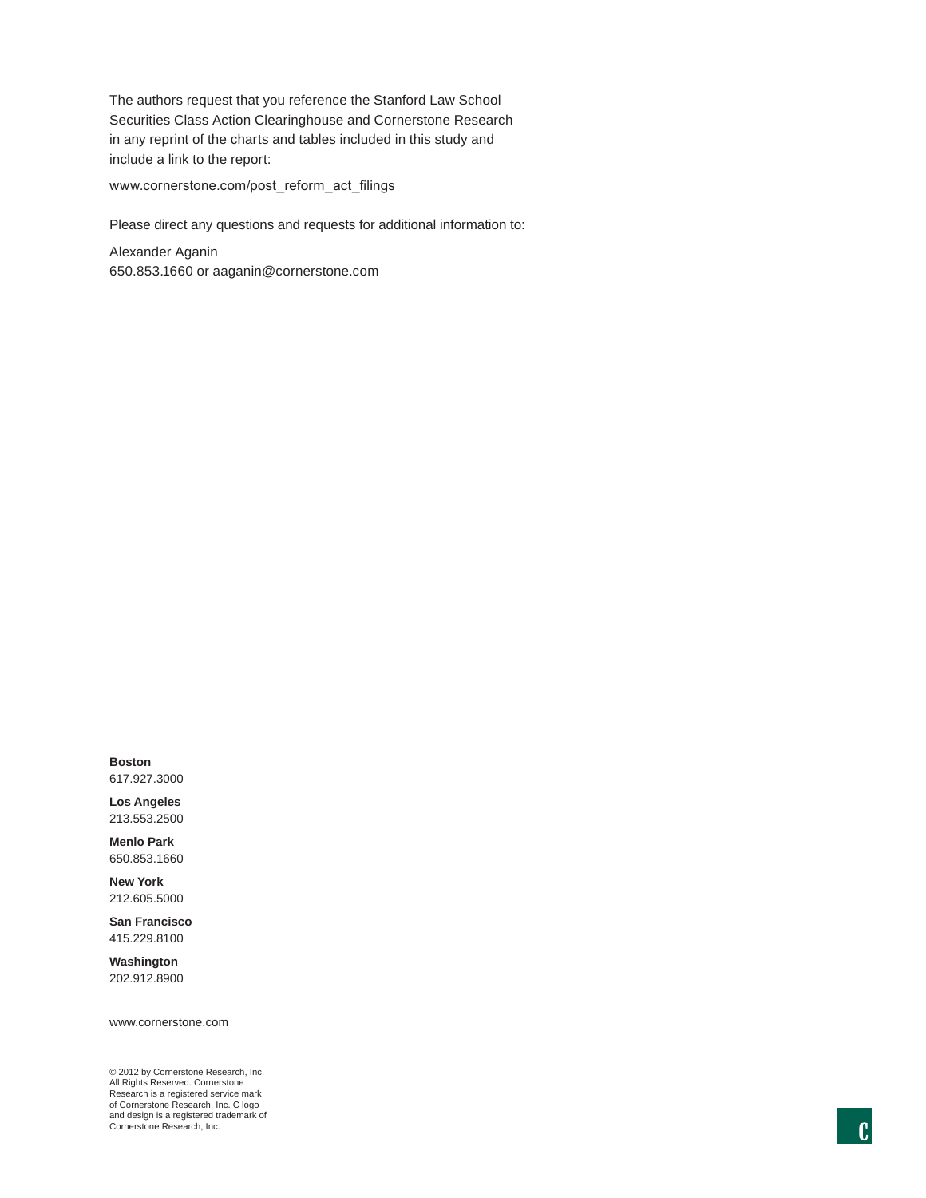The authors request that you reference the Stanford Law School Securities Class Action Clearinghouse and Cornerstone Research in any reprint of the charts and tables included in this study and include a link to the report:

www.cornerstone.com/post_reform_act_filings

Please direct any questions and requests for additional information to:

Alexander Aganin
650.853.1660 or aaganin@cornerstone.com

**Boston**
617.927.3000

**Los Angeles**
213.553.2500

**Menlo Park**
650.853.1660

**New York**
212.605.5000

**San Francisco**
415.229.8100

**Washington**
202.912.8900

www.cornerstone.com

© 2012 by Cornerstone Research, Inc. All Rights Reserved. Cornerstone Research is a registered service mark of Cornerstone Research, Inc. C logo and design is a registered trademark of Cornerstone Research, Inc.